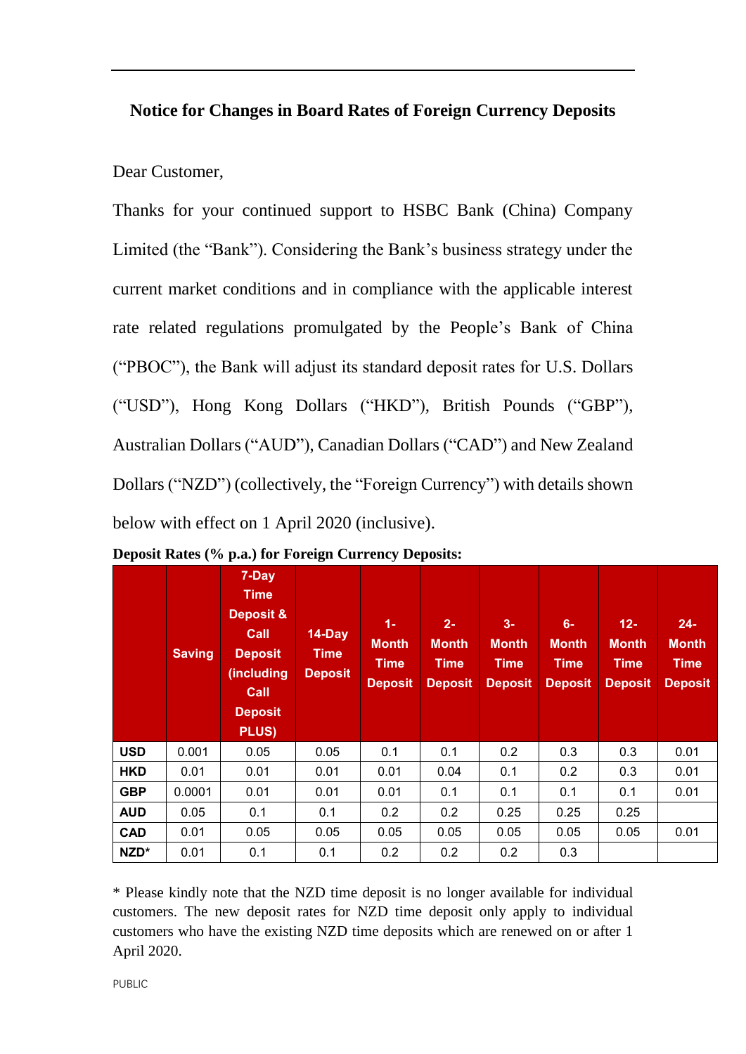## Notice for Changes in Board Rates of Foreign Currency Deposits

Dear Customer,

Thanks for your continued support to HSBC Bank (China) Company Limited (the “Bank”). Considering the Bank’s business strategy under the current market conditions and in compliance with the applicable interest rate related regulations promulgated by the People’s Bank of China (“PBOC”), the Bank will adjust its standard deposit rates for U.S. Dollars (“USD”), Hong Kong Dollars (“HKD”), British Pounds (“GBP”), Australian Dollars (“AUD”), Canadian Dollars (“CAD”) and New Zealand Dollars (“NZD”) (collectively, the “Foreign Currency”) with details shown below with effect on 1 April 2020 (inclusive).

**Deposit Rates (% p.a.) for Foreign Currency Deposits:**

| | Saving | 7-Day Time Deposit & Call Deposit (including Call Deposit PLUS) | 14-Day Time Deposit | 1-Month Time Deposit | 2-Month Time Deposit | 3-Month Time Deposit | 6-Month Time Deposit | 12-Month Time Deposit | 24-Month Time Deposit |
|---|---|---|---|---|---|---|---|---|---|
| **USD** | 0.001 | 0.05 | 0.05 | 0.1 | 0.1 | 0.2 | 0.3 | 0.3 | 0.01 |
| **HKD** | 0.01 | 0.01 | 0.01 | 0.01 | 0.04 | 0.1 | 0.2 | 0.3 | 0.01 |
| **GBP** | 0.0001 | 0.01 | 0.01 | 0.01 | 0.1 | 0.1 | 0.1 | 0.1 | 0.01 |
| **AUD** | 0.05 | 0.1 | 0.1 | 0.2 | 0.2 | 0.25 | 0.25 | 0.25 | |
| **CAD** | 0.01 | 0.05 | 0.05 | 0.05 | 0.05 | 0.05 | 0.05 | 0.05 | 0.01 |
| **NZD*** | 0.01 | 0.1 | 0.1 | 0.2 | 0.2 | 0.2 | 0.3 | | |

* Please kindly note that the NZD time deposit is no longer available for individual customers. The new deposit rates for NZD time deposit only apply to individual customers who have the existing NZD time deposits which are renewed on or after 1 April 2020.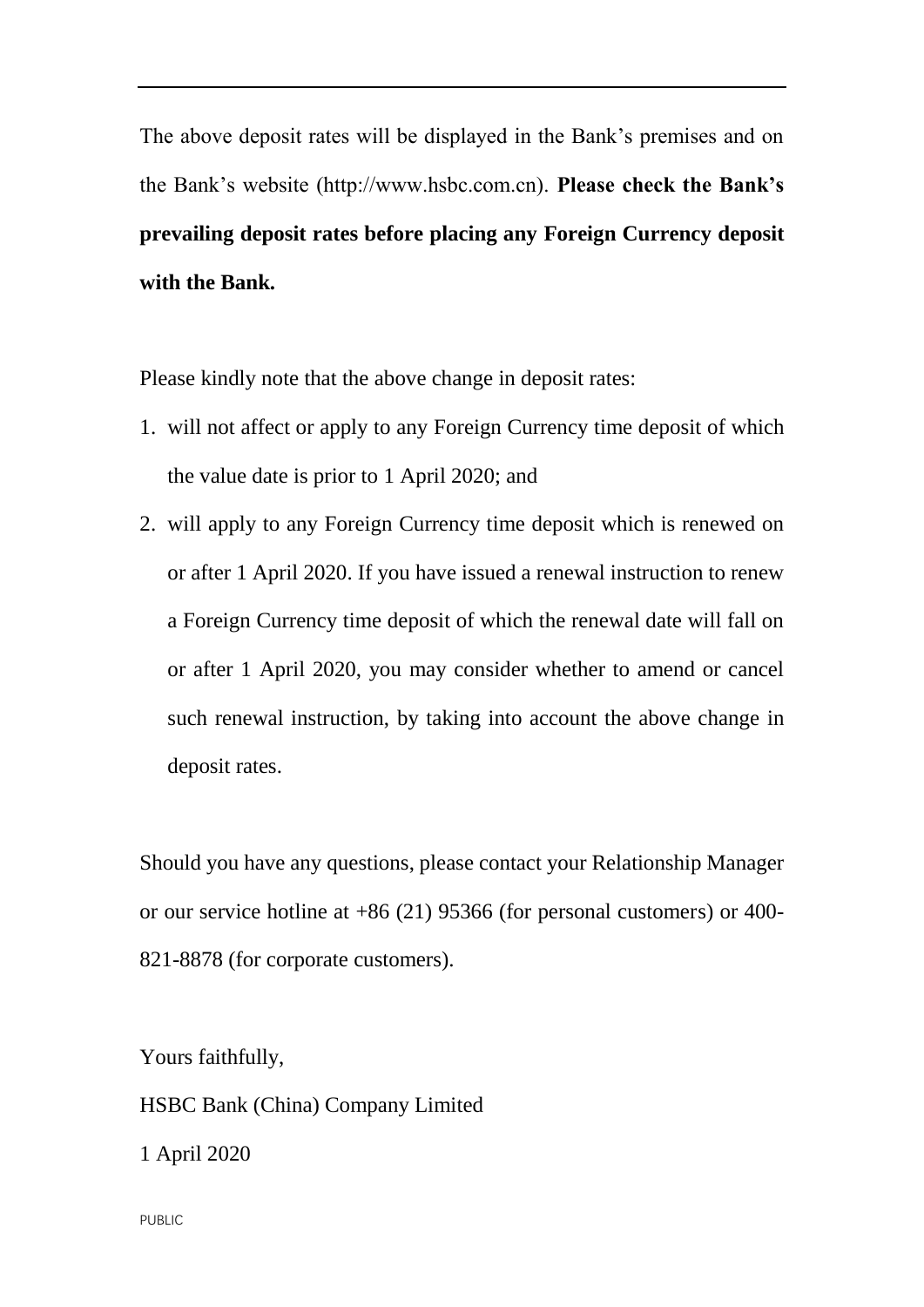The above deposit rates will be displayed in the Bank's premises and on the Bank's website (http://www.hsbc.com.cn). **Please check the Bank's prevailing deposit rates before placing any Foreign Currency deposit with the Bank.**

Please kindly note that the above change in deposit rates:

1. will not affect or apply to any Foreign Currency time deposit of which the value date is prior to 1 April 2020; and
2. will apply to any Foreign Currency time deposit which is renewed on or after 1 April 2020. If you have issued a renewal instruction to renew a Foreign Currency time deposit of which the renewal date will fall on or after 1 April 2020, you may consider whether to amend or cancel such renewal instruction, by taking into account the above change in deposit rates.

Should you have any questions, please contact your Relationship Manager or our service hotline at +86 (21) 95366 (for personal customers) or 400-821-8878 (for corporate customers).

Yours faithfully,

HSBC Bank (China) Company Limited

1 April 2020

PUBLIC